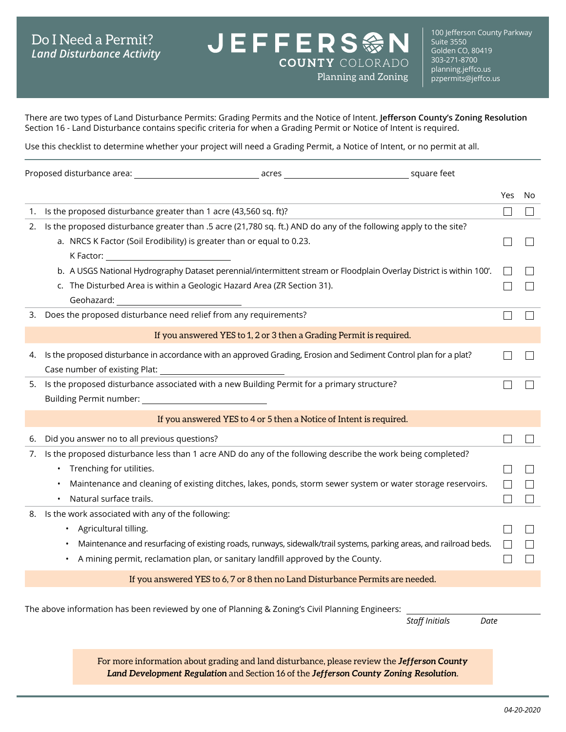# Do I Need a Permit?
## *Land Disturbance Activity*

**JEFFERSON COUNTY COLORADO**
Planning and Zoning

100 Jefferson County Parkway
Suite 3550
Golden CO, 80419
303-271-8700
planning.jeffco.us
pzpermits@jeffco.us

There are two types of Land Disturbance Permits: Grading Permits and the Notice of Intent. **Jefferson County's Zoning Resolution** Section 16 - Land Disturbance contains specific criteria for when a Grading Permit or Notice of Intent is required.

Use this checklist to determine whether your project will need a Grading Permit, a Notice of Intent, or no permit at all.

Proposed disturbance area: ______________ acres ______________ square feet

| | | Yes | No |
|---|---|---|---|
| 1. | Is the proposed disturbance greater than 1 acre (43,560 sq. ft)? | ☐ | ☐ |
| 2. | Is the proposed disturbance greater than .5 acre (21,780 sq. ft.) AND do any of the following apply to the site? | | |
| | a. NRCS K Factor (Soil Erodibility) is greater than or equal to 0.23. K Factor: ______________ | ☐ | ☐ |
| | b. A USGS National Hydrography Dataset perennial/intermittent stream or Floodplain Overlay District is within 100'. | ☐ | ☐ |
| | c. The Disturbed Area is within a Geologic Hazard Area (ZR Section 31). Geohazard: ______________ | ☐ | ☐ |
| 3. | Does the proposed disturbance need relief from any requirements? | ☐ | ☐ |
| | **If you answered YES to 1, 2 or 3 then a Grading Permit is required.** | | |
| 4. | Is the proposed disturbance in accordance with an approved Grading, Erosion and Sediment Control plan for a plat? Case number of existing Plat: ______________ | ☐ | ☐ |
| 5. | Is the proposed disturbance associated with a new Building Permit for a primary structure? Building Permit number: ______________ | ☐ | ☐ |
| | **If you answered YES to 4 or 5 then a Notice of Intent is required.** | | |
| 6. | Did you answer no to all previous questions? | ☐ | ☐ |
| 7. | Is the proposed disturbance less than 1 acre AND do any of the following describe the work being completed? | | |
| | • Trenching for utilities. | ☐ | ☐ |
| | • Maintenance and cleaning of existing ditches, lakes, ponds, storm sewer system or water storage reservoirs. | ☐ | ☐ |
| | • Natural surface trails. | ☐ | ☐ |
| 8. | Is the work associated with any of the following: | | |
| | • Agricultural tilling. | ☐ | ☐ |
| | • Maintenance and resurfacing of existing roads, runways, sidewalk/trail systems, parking areas, and railroad beds. | ☐ | ☐ |
| | • A mining permit, reclamation plan, or sanitary landfill approved by the County. | ☐ | ☐ |
| | **If you answered YES to 6, 7 or 8 then no Land Disturbance Permits are needed.** | | |

The above information has been reviewed by one of Planning & Zoning's Civil Planning Engineers: ______________

*Staff Initials* *Date*

For more information about grading and land disturbance, please review the ***Jefferson County Land Development Regulation*** and Section 16 of the ***Jefferson County Zoning Resolution***.

*04-20-2020*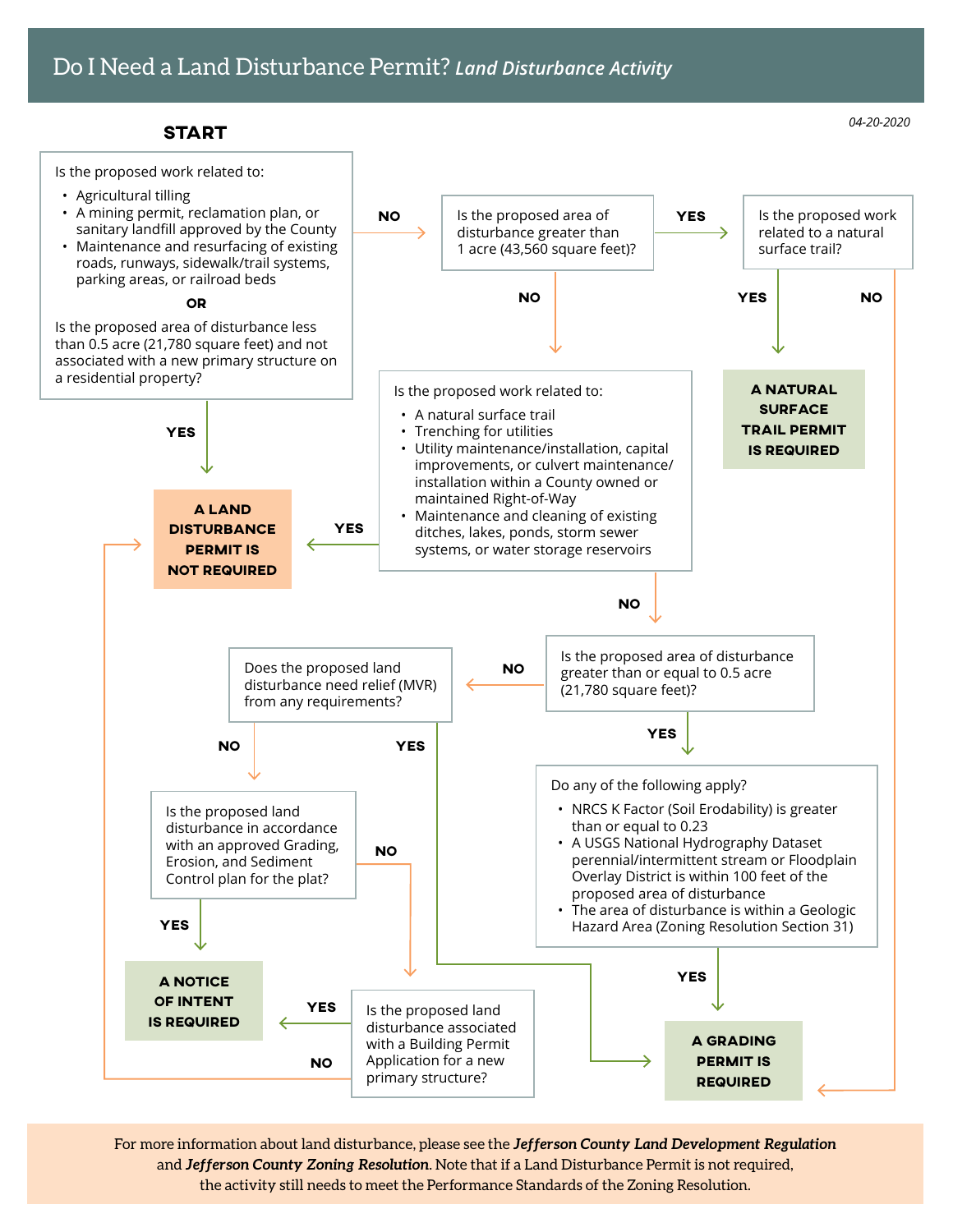# Do I Need a Land Disturbance Permit? *Land Disturbance Activity*

*04-20-2020*

**START**

Is the proposed work related to:

- Agricultural tilling
- A mining permit, reclamation plan, or sanitary landfill approved by the County
- Maintenance and resurfacing of existing roads, runways, sidewalk/trail systems, parking areas, or railroad beds

**OR**

Is the proposed area of disturbance less than 0.5 acre (21,780 square feet) and not associated with a new primary structure on a residential property?

**YES**

**NO**

Is the proposed area of disturbance greater than 1 acre (43,560 square feet)?

**YES**

**NO**

Is the proposed work related to a natural surface trail?

**YES**

**NO**

**A NATURAL SURFACE TRAIL PERMIT IS REQUIRED**

**A LAND DISTURBANCE PERMIT IS NOT REQUIRED**

Is the proposed work related to:

- A natural surface trail
- Trenching for utilities
- Utility maintenance/installation, capital improvements, or culvert maintenance/installation within a County owned or maintained Right-of-Way
- Maintenance and cleaning of existing ditches, lakes, ponds, storm sewer systems, or water storage reservoirs

**YES**

**NO**

Is the proposed area of disturbance greater than or equal to 0.5 acre (21,780 square feet)?

**NO**

**YES**

Does the proposed land disturbance need relief (MVR) from any requirements?

**NO**

**YES**

Do any of the following apply?

- NRCS K Factor (Soil Erodability) is greater than or equal to 0.23
- A USGS National Hydrography Dataset perennial/intermittent stream or Floodplain Overlay District is within 100 feet of the proposed area of disturbance
- The area of disturbance is within a Geologic Hazard Area (Zoning Resolution Section 31)

**YES**

Is the proposed land disturbance in accordance with an approved Grading, Erosion, and Sediment Control plan for the plat?

**YES**

**NO**

**A NOTICE OF INTENT IS REQUIRED**

Is the proposed land disturbance associated with a Building Permit Application for a new primary structure?

**YES**

**NO**

**A GRADING PERMIT IS REQUIRED**

For more information about land disturbance, please see the ***Jefferson County Land Development Regulation*** and ***Jefferson County Zoning Resolution***. Note that if a Land Disturbance Permit is not required, the activity still needs to meet the Performance Standards of the Zoning Resolution.